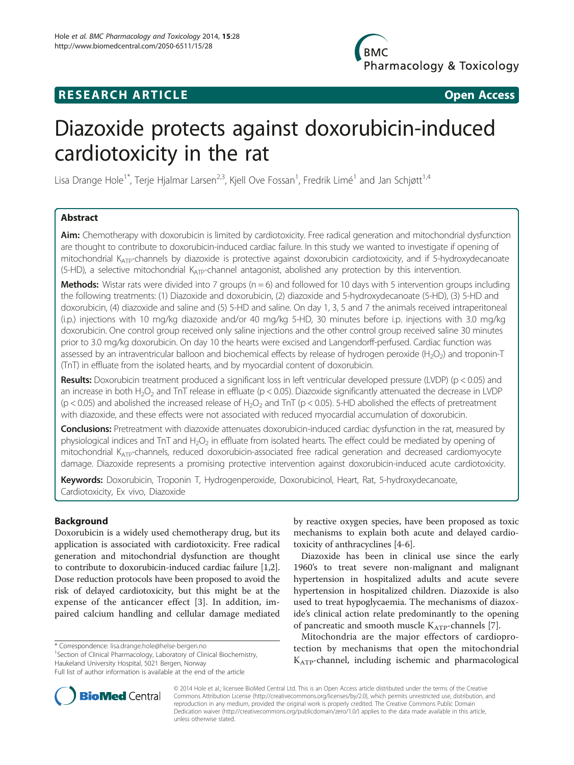RESEARCH ARTICLE **Open Access**

# Diazoxide protects against doxorubicin-induced cardiotoxicity in the rat

Lisa Drange Hole[1*], Terje Hjalmar Larsen[2,3], Kjell Ove Fossan[1], Fredrik Limé[1] and Jan Schjøtt[1,4]

## Abstract

**Aim:** Chemotherapy with doxorubicin is limited by cardiotoxicity. Free radical generation and mitochondrial dysfunction are thought to contribute to doxorubicin-induced cardiac failure. In this study we wanted to investigate if opening of mitochondrial $K_{ATP}$-channels by diazoxide is protective against doxorubicin cardiotoxicity, and if 5-hydroxydecanoate (5-HD), a selective mitochondrial $K_{ATP}$-channel antagonist, abolished any protection by this intervention.

**Methods:** Wistar rats were divided into 7 groups (n = 6) and followed for 10 days with 5 intervention groups including the following treatments: (1) Diazoxide and doxorubicin, (2) diazoxide and 5-hydroxydecanoate (5-HD), (3) 5-HD and doxorubicin, (4) diazoxide and saline and (5) 5-HD and saline. On day 1, 3, 5 and 7 the animals received intraperitoneal (i.p.) injections with 10 mg/kg diazoxide and/or 40 mg/kg 5-HD, 30 minutes before i.p. injections with 3.0 mg/kg doxorubicin. One control group received only saline injections and the other control group received saline 30 minutes prior to 3.0 mg/kg doxorubicin. On day 10 the hearts were excised and Langendorff-perfused. Cardiac function was assessed by an intraventricular balloon and biochemical effects by release of hydrogen peroxide ($H_2O_2$) and troponin-T (TnT) in effluate from the isolated hearts, and by myocardial content of doxorubicin.

**Results:** Doxorubicin treatment produced a significant loss in left ventricular developed pressure (LVDP) ($p < 0.05$) and an increase in both $H_2O_2$ and TnT release in effluate ($p < 0.05$). Diazoxide significantly attenuated the decrease in LVDP ($p < 0.05$) and abolished the increased release of $H_2O_2$ and TnT ($p < 0.05$). 5-HD abolished the effects of pretreatment with diazoxide, and these effects were not associated with reduced myocardial accumulation of doxorubicin.

**Conclusions:** Pretreatment with diazoxide attenuates doxorubicin-induced cardiac dysfunction in the rat, measured by physiological indices and TnT and $H_2O_2$ in effluate from isolated hearts. The effect could be mediated by opening of mitochondrial $K_{ATP}$-channels, reduced doxorubicin-associated free radical generation and decreased cardiomyocyte damage. Diazoxide represents a promising protective intervention against doxorubicin-induced acute cardiotoxicity.

**Keywords:** Doxorubicin, Troponin T, Hydrogenperoxide, Doxorubicinol, Heart, Rat, 5-hydroxydecanoate, Cardiotoxicity, Ex vivo, Diazoxide

## Background

Doxorubicin is a widely used chemotherapy drug, but its application is associated with cardiotoxicity. Free radical generation and mitochondrial dysfunction are thought to contribute to doxorubicin-induced cardiac failure [1,2]. Dose reduction protocols have been proposed to avoid the risk of delayed cardiotoxicity, but this might be at the expense of the anticancer effect [3]. In addition, impaired calcium handling and cellular damage mediated by reactive oxygen species, have been proposed as toxic mechanisms to explain both acute and delayed cardiotoxicity of anthracyclines [4-6].

Diazoxide has been in clinical use since the early 1960's to treat severe non-malignant and malignant hypertension in hospitalized adults and acute severe hypertension in hospitalized children. Diazoxide is also used to treat hypoglycaemia. The mechanisms of diazoxide's clinical action relate predominantly to the opening of pancreatic and smooth muscle $K_{ATP}$-channels [7].

Mitochondria are the major effectors of cardioprotection by mechanisms that open the mitochondrial $K_{ATP}$-channel, including ischemic and pharmacological

\* Correspondence: lisa.drange.hole@helse-bergen.no
[1]Section of Clinical Pharmacology, Laboratory of Clinical Biochemistry, Haukeland University Hospital, 5021 Bergen, Norway
Full list of author information is available at the end of the article

© 2014 Hole et al.; licensee BioMed Central Ltd. This is an Open Access article distributed under the terms of the Creative Commons Attribution License (http://creativecommons.org/licenses/by/2.0), which permits unrestricted use, distribution, and reproduction in any medium, provided the original work is properly credited. The Creative Commons Public Domain Dedication waiver (http://creativecommons.org/publicdomain/zero/1.0/) applies to the data made available in this article, unless otherwise stated.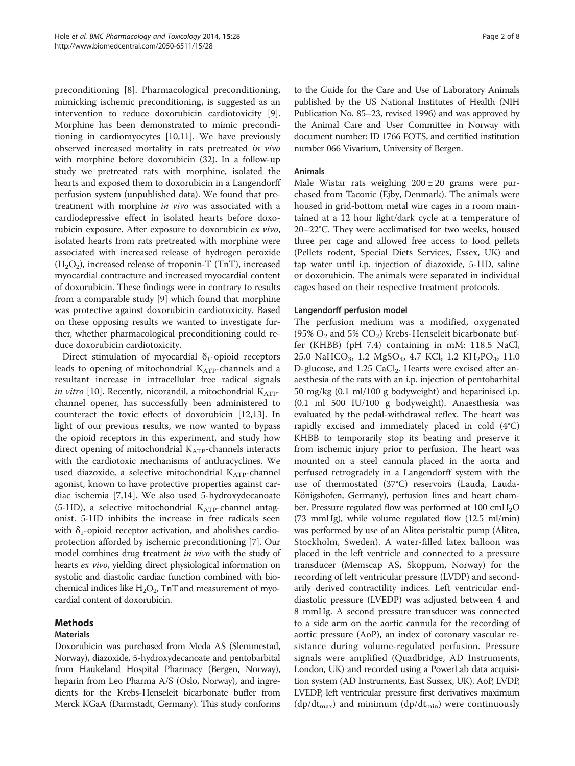preconditioning [8]. Pharmacological preconditioning, mimicking ischemic preconditioning, is suggested as an intervention to reduce doxorubicin cardiotoxicity [9]. Morphine has been demonstrated to mimic preconditioning in cardiomyocytes [10,11]. We have previously observed increased mortality in rats pretreated *in vivo* with morphine before doxorubicin (32). In a follow-up study we pretreated rats with morphine, isolated the hearts and exposed them to doxorubicin in a Langendorff perfusion system (unpublished data). We found that pretreatment with morphine *in vivo* was associated with a cardiodepressive effect in isolated hearts before doxorubicin exposure. After exposure to doxorubicin *ex vivo*, isolated hearts from rats pretreated with morphine were associated with increased release of hydrogen peroxide ($H_2O_2$), increased release of troponin-T (TnT), increased myocardial contracture and increased myocardial content of doxorubicin. These findings were in contrary to results from a comparable study [9] which found that morphine was protective against doxorubicin cardiotoxicity. Based on these opposing results we wanted to investigate further, whether pharmacological preconditioning could reduce doxorubicin cardiotoxicity.

Direct stimulation of myocardial $\delta_1$-opioid receptors leads to opening of mitochondrial $K_{ATP}$-channels and a resultant increase in intracellular free radical signals *in vitro* [10]. Recently, nicorandil, a mitochondrial $K_{ATP}$-channel opener, has successfully been administered to counteract the toxic effects of doxorubicin [12,13]. In light of our previous results, we now wanted to bypass the opioid receptors in this experiment, and study how direct opening of mitochondrial $K_{ATP}$-channels interacts with the cardiotoxic mechanisms of anthracyclines. We used diazoxide, a selective mitochondrial $K_{ATP}$-channel agonist, known to have protective properties against cardiac ischemia [7,14]. We also used 5-hydroxydecanoate (5-HD), a selective mitochondrial $K_{ATP}$-channel antagonist. 5-HD inhibits the increase in free radicals seen with $\delta_1$-opioid receptor activation, and abolishes cardioprotection afforded by ischemic preconditioning [7]. Our model combines drug treatment *in vivo* with the study of hearts *ex vivo*, yielding direct physiological information on systolic and diastolic cardiac function combined with biochemical indices like $H_2O_2$, TnT and measurement of myocardial content of doxorubicin.

## Methods

### Materials

Doxorubicin was purchased from Meda AS (Slemmestad, Norway), diazoxide, 5-hydroxydecanoate and pentobarbital from Haukeland Hospital Pharmacy (Bergen, Norway), heparin from Leo Pharma A/S (Oslo, Norway), and ingredients for the Krebs-Henseleit bicarbonate buffer from Merck KGaA (Darmstadt, Germany). This study conforms to the Guide for the Care and Use of Laboratory Animals published by the US National Institutes of Health (NIH Publication No. 85–23, revised 1996) and was approved by the Animal Care and User Committee in Norway with document number: ID 1766 FOTS, and certified institution number 066 Vivarium, University of Bergen.

### Animals

Male Wistar rats weighing $200 \pm 20$ grams were purchased from Taconic (Ejby, Denmark). The animals were housed in grid-bottom metal wire cages in a room maintained at a 12 hour light/dark cycle at a temperature of 20–22°C. They were acclimatised for two weeks, housed three per cage and allowed free access to food pellets (Pellets rodent, Special Diets Services, Essex, UK) and tap water until i.p. injection of diazoxide, 5-HD, saline or doxorubicin. The animals were separated in individual cages based on their respective treatment protocols.

### Langendorff perfusion model

The perfusion medium was a modified, oxygenated (95% $O_2$ and 5% $CO_2$) Krebs-Henseleit bicarbonate buffer (KHBB) (pH 7.4) containing in mM: 118.5 NaCl, 25.0 $NaHCO_3$, 1.2 $MgSO_4$, 4.7 KCl, 1.2 $KH_2PO_4$, 11.0 D-glucose, and 1.25 $CaCl_2$. Hearts were excised after anaesthesia of the rats with an i.p. injection of pentobarbital 50 mg/kg (0.1 ml/100 g bodyweight) and heparinised i.p. (0.1 ml 500 IU/100 g bodyweight). Anaesthesia was evaluated by the pedal-withdrawal reflex. The heart was rapidly excised and immediately placed in cold (4°C) KHBB to temporarily stop its beating and preserve it from ischemic injury prior to perfusion. The heart was mounted on a steel cannula placed in the aorta and perfused retrogradely in a Langendorff system with the use of thermostated (37°C) reservoirs (Lauda, Lauda-Königshofen, Germany), perfusion lines and heart chamber. Pressure regulated flow was performed at 100 $cmH_2O$ (73 mmHg), while volume regulated flow (12.5 ml/min) was performed by use of an Alitea peristaltic pump (Alitea, Stockholm, Sweden). A water-filled latex balloon was placed in the left ventricle and connected to a pressure transducer (Memscap AS, Skoppum, Norway) for the recording of left ventricular pressure (LVDP) and secondarily derived contractility indices. Left ventricular end-diastolic pressure (LVEDP) was adjusted between 4 and 8 mmHg. A second pressure transducer was connected to a side arm on the aortic cannula for the recording of aortic pressure (AoP), an index of coronary vascular resistance during volume-regulated perfusion. Pressure signals were amplified (Quadbridge, AD Instruments, London, UK) and recorded using a PowerLab data acquisition system (AD Instruments, East Sussex, UK). AoP, LVDP, LVEDP, left ventricular pressure first derivatives maximum ($dp/dt_{max}$) and minimum ($dp/dt_{min}$) were continuously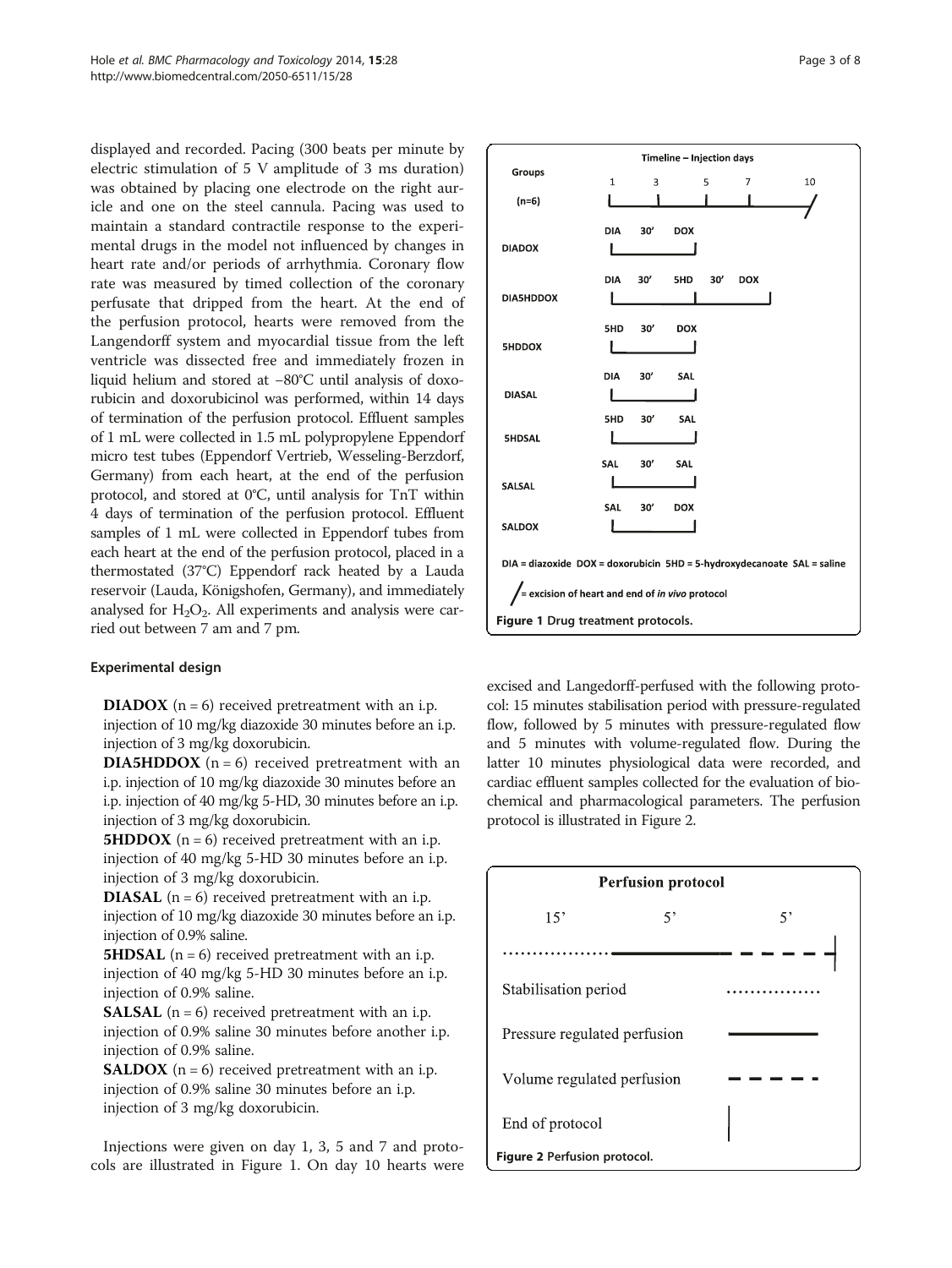displayed and recorded. Pacing (300 beats per minute by electric stimulation of 5 V amplitude of 3 ms duration) was obtained by placing one electrode on the right auricle and one on the steel cannula. Pacing was used to maintain a standard contractile response to the experimental drugs in the model not influenced by changes in heart rate and/or periods of arrhythmia. Coronary flow rate was measured by timed collection of the coronary perfusate that dripped from the heart. At the end of the perfusion protocol, hearts were removed from the Langendorff system and myocardial tissue from the left ventricle was dissected free and immediately frozen in liquid helium and stored at −80°C until analysis of doxorubicin and doxorubicinol was performed, within 14 days of termination of the perfusion protocol. Effluent samples of 1 mL were collected in 1.5 mL polypropylene Eppendorf micro test tubes (Eppendorf Vertrieb, Wesseling-Berzdorf, Germany) from each heart, at the end of the perfusion protocol, and stored at 0°C, until analysis for TnT within 4 days of termination of the perfusion protocol. Effluent samples of 1 mL were collected in Eppendorf tubes from each heart at the end of the perfusion protocol, placed in a thermostated (37°C) Eppendorf rack heated by a Lauda reservoir (Lauda, Königshofen, Germany), and immediately analysed for $H_2O_2$. All experiments and analysis were carried out between 7 am and 7 pm.

### Experimental design

**DIADOX** (n = 6) received pretreatment with an i.p. injection of 10 mg/kg diazoxide 30 minutes before an i.p. injection of 3 mg/kg doxorubicin.

**DIA5HDDOX** (n = 6) received pretreatment with an i.p. injection of 10 mg/kg diazoxide 30 minutes before an i.p. injection of 40 mg/kg 5-HD, 30 minutes before an i.p. injection of 3 mg/kg doxorubicin.

**5HDDOX** (n = 6) received pretreatment with an i.p. injection of 40 mg/kg 5-HD 30 minutes before an i.p. injection of 3 mg/kg doxorubicin.

**DIASAL** (n = 6) received pretreatment with an i.p. injection of 10 mg/kg diazoxide 30 minutes before an i.p. injection of 0.9% saline.

**5HDSAL** (n = 6) received pretreatment with an i.p. injection of 40 mg/kg 5-HD 30 minutes before an i.p. injection of 0.9% saline.

**SALSAL** (n = 6) received pretreatment with an i.p. injection of 0.9% saline 30 minutes before another i.p. injection of 0.9% saline.

**SALDOX** (n = 6) received pretreatment with an i.p. injection of 0.9% saline 30 minutes before an i.p. injection of 3 mg/kg doxorubicin.

Injections were given on day 1, 3, 5 and 7 and protocols are illustrated in Figure 1. On day 10 hearts were excised and Langedorff-perfused with the following protocol: 15 minutes stabilisation period with pressure-regulated flow, followed by 5 minutes with pressure-regulated flow and 5 minutes with volume-regulated flow. During the latter 10 minutes physiological data were recorded, and cardiac effluent samples collected for the evaluation of biochemical and pharmacological parameters. The perfusion protocol is illustrated in Figure 2.

| Groups (n=6) | Timeline – Injection days: 1, 3, 5, 7, 10 |
|---|---|
| DIADOX | DIA 30' DOX |
| DIA5HDDOX | DIA 30' 5HD 30' DOX |
| 5HDDOX | 5HD 30' DOX |
| DIASAL | DIA 30' SAL |
| 5HDSAL | 5HD 30' SAL |
| SALSAL | SAL 30' SAL |
| SALDOX | SAL 30' DOX |

DIA = diazoxide DOX = doxorubicin 5HD = 5-hydroxydecanoate SAL = saline

/ = excision of heart and end of *in vivo* protocol

**Figure 1** Drug treatment protocols.

**Perfusion protocol**

15' 5' 5'

- Stabilisation period (dotted line)
- Pressure regulated perfusion (solid line)
- Volume regulated perfusion (dashed line)
- End of protocol (vertical line)

**Figure 2** Perfusion protocol.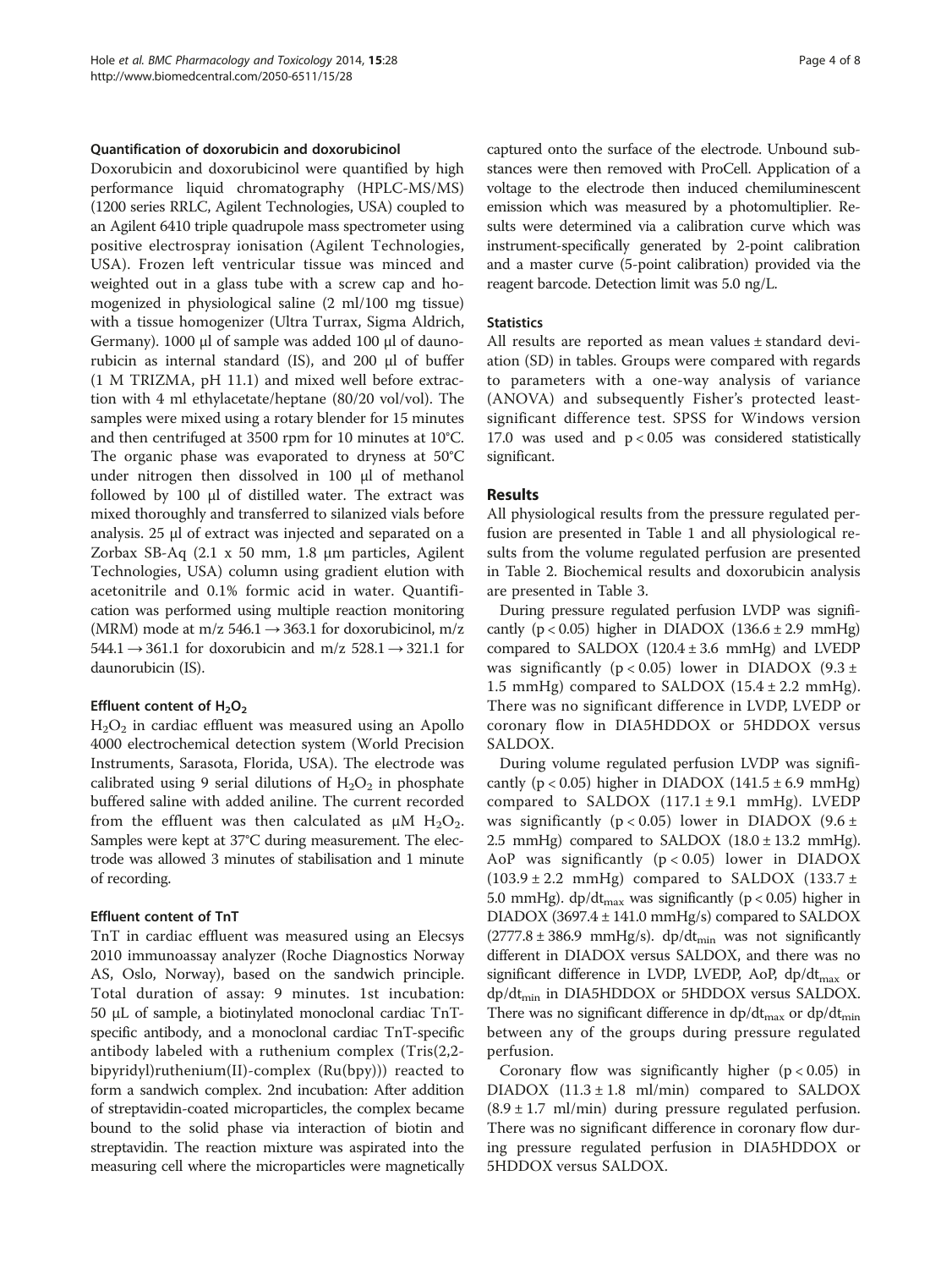#### Quantification of doxorubicin and doxorubicinol

Doxorubicin and doxorubicinol were quantified by high performance liquid chromatography (HPLC-MS/MS) (1200 series RRLC, Agilent Technologies, USA) coupled to an Agilent 6410 triple quadrupole mass spectrometer using positive electrospray ionisation (Agilent Technologies, USA). Frozen left ventricular tissue was minced and weighted out in a glass tube with a screw cap and homogenized in physiological saline (2 ml/100 mg tissue) with a tissue homogenizer (Ultra Turrax, Sigma Aldrich, Germany). 1000 µl of sample was added 100 µl of daunorubicin as internal standard (IS), and 200 µl of buffer (1 M TRIZMA, pH 11.1) and mixed well before extraction with 4 ml ethylacetate/heptane (80/20 vol/vol). The samples were mixed using a rotary blender for 15 minutes and then centrifuged at 3500 rpm for 10 minutes at 10°C. The organic phase was evaporated to dryness at 50°C under nitrogen then dissolved in 100 µl of methanol followed by 100 µl of distilled water. The extract was mixed thoroughly and transferred to silanized vials before analysis. 25 µl of extract was injected and separated on a Zorbax SB-Aq (2.1 x 50 mm, 1.8 µm particles, Agilent Technologies, USA) column using gradient elution with acetonitrile and 0.1% formic acid in water. Quantification was performed using multiple reaction monitoring (MRM) mode at m/z 546.1 → 363.1 for doxorubicinol, m/z 544.1 → 361.1 for doxorubicin and m/z 528.1 → 321.1 for daunorubicin (IS).

#### Effluent content of $H_2O_2$

$H_2O_2$ in cardiac effluent was measured using an Apollo 4000 electrochemical detection system (World Precision Instruments, Sarasota, Florida, USA). The electrode was calibrated using 9 serial dilutions of $H_2O_2$ in phosphate buffered saline with added aniline. The current recorded from the effluent was then calculated as µM $H_2O_2$. Samples were kept at 37°C during measurement. The electrode was allowed 3 minutes of stabilisation and 1 minute of recording.

#### Effluent content of TnT

TnT in cardiac effluent was measured using an Elecsys 2010 immunoassay analyzer (Roche Diagnostics Norway AS, Oslo, Norway), based on the sandwich principle. Total duration of assay: 9 minutes. 1st incubation: 50 µL of sample, a biotinylated monoclonal cardiac TnT-specific antibody, and a monoclonal cardiac TnT-specific antibody labeled with a ruthenium complex (Tris(2,2-bipyridyl)ruthenium(II)-complex (Ru(bpy))) reacted to form a sandwich complex. 2nd incubation: After addition of streptavidin-coated microparticles, the complex became bound to the solid phase via interaction of biotin and streptavidin. The reaction mixture was aspirated into the measuring cell where the microparticles were magnetically captured onto the surface of the electrode. Unbound substances were then removed with ProCell. Application of a voltage to the electrode then induced chemiluminescent emission which was measured by a photomultiplier. Results were determined via a calibration curve which was instrument-specifically generated by 2-point calibration and a master curve (5-point calibration) provided via the reagent barcode. Detection limit was 5.0 ng/L.

#### Statistics

All results are reported as mean values ± standard deviation (SD) in tables. Groups were compared with regards to parameters with a one-way analysis of variance (ANOVA) and subsequently Fisher's protected least-significant difference test. SPSS for Windows version 17.0 was used and $p < 0.05$ was considered statistically significant.

## Results

All physiological results from the pressure regulated perfusion are presented in Table 1 and all physiological results from the volume regulated perfusion are presented in Table 2. Biochemical results and doxorubicin analysis are presented in Table 3.

During pressure regulated perfusion LVDP was significantly ($p < 0.05$) higher in DIADOX (136.6 ± 2.9 mmHg) compared to SALDOX (120.4 ± 3.6 mmHg) and LVEDP was significantly ($p < 0.05$) lower in DIADOX (9.3 ± 1.5 mmHg) compared to SALDOX (15.4 ± 2.2 mmHg). There was no significant difference in LVDP, LVEDP or coronary flow in DIA5HDDOX or 5HDDOX versus SALDOX.

During volume regulated perfusion LVDP was significantly ($p < 0.05$) higher in DIADOX (141.5 ± 6.9 mmHg) compared to SALDOX (117.1 ± 9.1 mmHg). LVEDP was significantly ($p < 0.05$) lower in DIADOX (9.6 ± 2.5 mmHg) compared to SALDOX (18.0 ± 13.2 mmHg). AoP was significantly ($p < 0.05$) lower in DIADOX (103.9 ± 2.2 mmHg) compared to SALDOX (133.7 ± 5.0 mmHg). $dp/dt_{max}$ was significantly ($p < 0.05$) higher in DIADOX (3697.4 ± 141.0 mmHg/s) compared to SALDOX (2777.8 ± 386.9 mmHg/s). $dp/dt_{min}$ was not significantly different in DIADOX versus SALDOX, and there was no significant difference in LVDP, LVEDP, AoP, $dp/dt_{max}$ or $dp/dt_{min}$ in DIA5HDDOX or 5HDDOX versus SALDOX. There was no significant difference in $dp/dt_{max}$ or $dp/dt_{min}$ between any of the groups during pressure regulated perfusion.

Coronary flow was significantly higher ($p < 0.05$) in DIADOX (11.3 ± 1.8 ml/min) compared to SALDOX (8.9 ± 1.7 ml/min) during pressure regulated perfusion. There was no significant difference in coronary flow during pressure regulated perfusion in DIA5HDDOX or 5HDDOX versus SALDOX.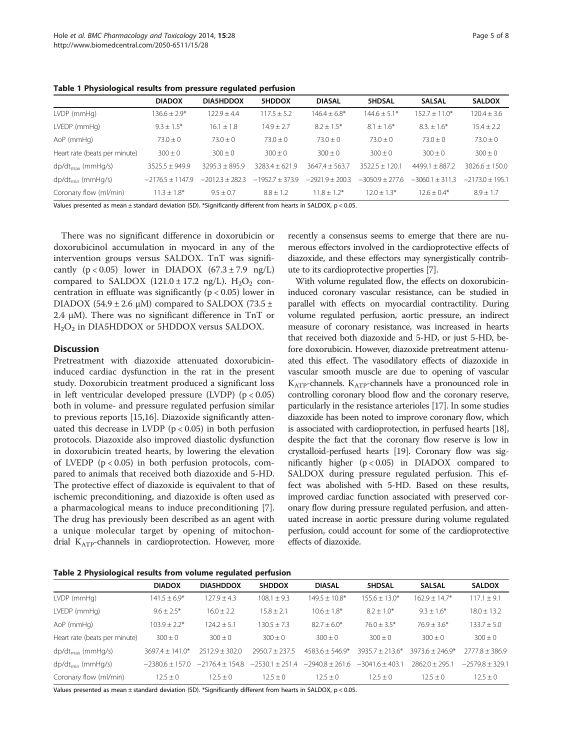**Table 1 Physiological results from pressure regulated perfusion**

| | DIADOX | DIA5HDDOX | 5HDDOX | DIASAL | 5HDSAL | SALSAL | SALDOX |
|---|---|---|---|---|---|---|---|
| LVDP (mmHg) | 136.6 ± 2.9* | 122.9 ± 4.4 | 117.5 ± 5.2 | 146.4 ± 6.8* | 144.6 ± 5.1* | 152.7 ± 11.0* | 120.4 ± 3.6 |
| LVEDP (mmHg) | 9.3 ± 1.5* | 16.1 ± 1.8 | 14.9 ± 2.7 | 8.2 ± 1.5* | 8.1 ± 1.6* | 8.3. ± 1.6* | 15.4 ± 2.2 |
| AoP (mmHg) | 73.0 ± 0 | 73.0 ± 0 | 73.0 ± 0 | 73.0 ± 0 | 73.0 ± 0 | 73.0 ± 0 | 73.0 ± 0 |
| Heart rate (beats per minute) | 300 ± 0 | 300 ± 0 | 300 ± 0 | 300 ± 0 | 300 ± 0 | 300 ± 0 | 300 ± 0 |
| $dp/dt_{max}$ (mmHg/s) | 3525.5 ± 949.9 | 3295.3 ± 895.9 | 3283.4 ± 621.9 | 3647.4 ± 563.7 | 3522.5 ± 120.1 | 4499.1 ± 887.2 | 3026.6 ± 150.0 |
| $dp/dt_{min}$ (mmHg/s) | −2176.5 ± 1147.9 | −2012.3 ± 282.3 | −1952.7 ± 373.9 | −2921.9 ± 200.3 | −3050.9 ± 277.6 | −3060.1 ± 311.3 | −2173.0 ± 195.1 |
| Coronary flow (ml/min) | 11.3 ± 1.8* | 9.5 ± 0.7 | 8.8 ± 1.2 | 11.8 ± 1.2* | 12.0 ± 1.3* | 12.6 ± 0.4* | 8.9 ± 1.7 |

Values presented as mean ± standard deviation (SD). *Significantly different from hearts in SALDOX, $p < 0.05$.

There was no significant difference in doxorubicin or doxorubicinol accumulation in myocard in any of the intervention groups versus SALDOX. TnT was significantly ($p < 0.05$) lower in DIADOX (67.3 ± 7.9 ng/L) compared to SALDOX (121.0 ± 17.2 ng/L). $H_2O_2$ concentration in effluate was significantly ($p < 0.05$) lower in DIADOX (54.9 ± 2.6 μM) compared to SALDOX (73.5 ± 2.4 μM). There was no significant difference in TnT or $H_2O_2$ in DIA5HDDOX or 5HDDOX versus SALDOX.

## Discussion

Pretreatment with diazoxide attenuated doxorubicin-induced cardiac dysfunction in the rat in the present study. Doxorubicin treatment produced a significant loss in left ventricular developed pressure (LVDP) ($p < 0.05$) both in volume- and pressure regulated perfusion similar to previous reports [15,16]. Diazoxide significantly attenuated this decrease in LVDP ($p < 0.05$) in both perfusion protocols. Diazoxide also improved diastolic dysfunction in doxorubicin treated hearts, by lowering the elevation of LVEDP ($p < 0.05$) in both perfusion protocols, compared to animals that received both diazoxide and 5-HD. The protective effect of diazoxide is equivalent to that of ischemic preconditioning, and diazoxide is often used as a pharmacological means to induce preconditioning [7]. The drug has previously been described as an agent with a unique molecular target by opening of mitochondrial $K_{ATP}$-channels in cardioprotection. However, more recently a consensus seems to emerge that there are numerous effectors involved in the cardioprotective effects of diazoxide, and these effectors may synergistically contribute to its cardioprotective properties [7].

With volume regulated flow, the effects on doxorubicin-induced coronary vascular resistance, can be studied in parallel with effects on myocardial contractility. During volume regulated perfusion, aortic pressure, an indirect measure of coronary resistance, was increased in hearts that received both diazoxide and 5-HD, or just 5-HD, before doxorubicin. However, diazoxide pretreatment attenuated this effect. The vasodilatory effects of diazoxide in vascular smooth muscle are due to opening of vascular $K_{ATP}$-channels. $K_{ATP}$-channels have a pronounced role in controlling coronary blood flow and the coronary reserve, particularly in the resistance arterioles [17]. In some studies diazoxide has been noted to improve coronary flow, which is associated with cardioprotection, in perfused hearts [18], despite the fact that the coronary flow reserve is low in crystalloid-perfused hearts [19]. Coronary flow was significantly higher ($p < 0.05$) in DIADOX compared to SALDOX during pressure regulated perfusion. This effect was abolished with 5-HD. Based on these results, improved cardiac function associated with preserved coronary flow during pressure regulated perfusion, and attenuated increase in aortic pressure during volume regulated perfusion, could account for some of the cardioprotective effects of diazoxide.

**Table 2 Physiological results from volume regulated perfusion**

| | DIADOX | DIA5HDDOX | 5HDDOX | DIASAL | 5HDSAL | SALSAL | SALDOX |
|---|---|---|---|---|---|---|---|
| LVDP (mmHg) | 141.5 ± 6.9* | 127.9 ± 4.3 | 108.1 ± 9.3 | 149.5 ± 10.8* | 155.6 ± 13.0* | 162.9 ± 14.7* | 117.1 ± 9.1 |
| LVEDP (mmHg) | 9.6 ± 2.5* | 16.0 ± 2.2 | 15.8 ± 2.1 | 10.6 ± 1.8* | 8.2 ± 1.0* | 9.3 ± 1.6* | 18.0 ± 13.2 |
| AoP (mmHg) | 103.9 ± 2.2* | 124.2 ± 5.1 | 130.5 ± 7.3 | 82.7 ± 6.0* | 76.0 ± 3.5* | 76.9 ± 3.6* | 133.7 ± 5.0 |
| Heart rate (beats per minute) | 300 ± 0 | 300 ± 0 | 300 ± 0 | 300 ± 0 | 300 ± 0 | 300 ± 0 | 300 ± 0 |
| $dp/dt_{max}$ (mmHg/s) | 3697.4 ± 141.0* | 2512.9 ± 302.0 | 2950.7 ± 237.5 | 4583.6 ± 546.9* | 3935.7 ± 213.6* | 3973.6 ± 246.9* | 2777.8 ± 386.9 |
| $dp/dt_{min}$ (mmHg/s) | −2380.6 ± 157.0 | −2176.4 ± 154.8 | −2530.1 ± 251.4 | −2940.8 ± 261.6 | −3041.6 ± 403.1 | 2862.0 ± 295.1 | −2579.8 ± 329.1 |
| Coronary flow (ml/min) | 12.5 ± 0 | 12.5 ± 0 | 12.5 ± 0 | 12.5 ± 0 | 12.5 ± 0 | 12.5 ± 0 | 12.5 ± 0 |

Values presented as mean ± standard deviation (SD). *Significantly different from hearts in SALDOX, $p < 0.05$.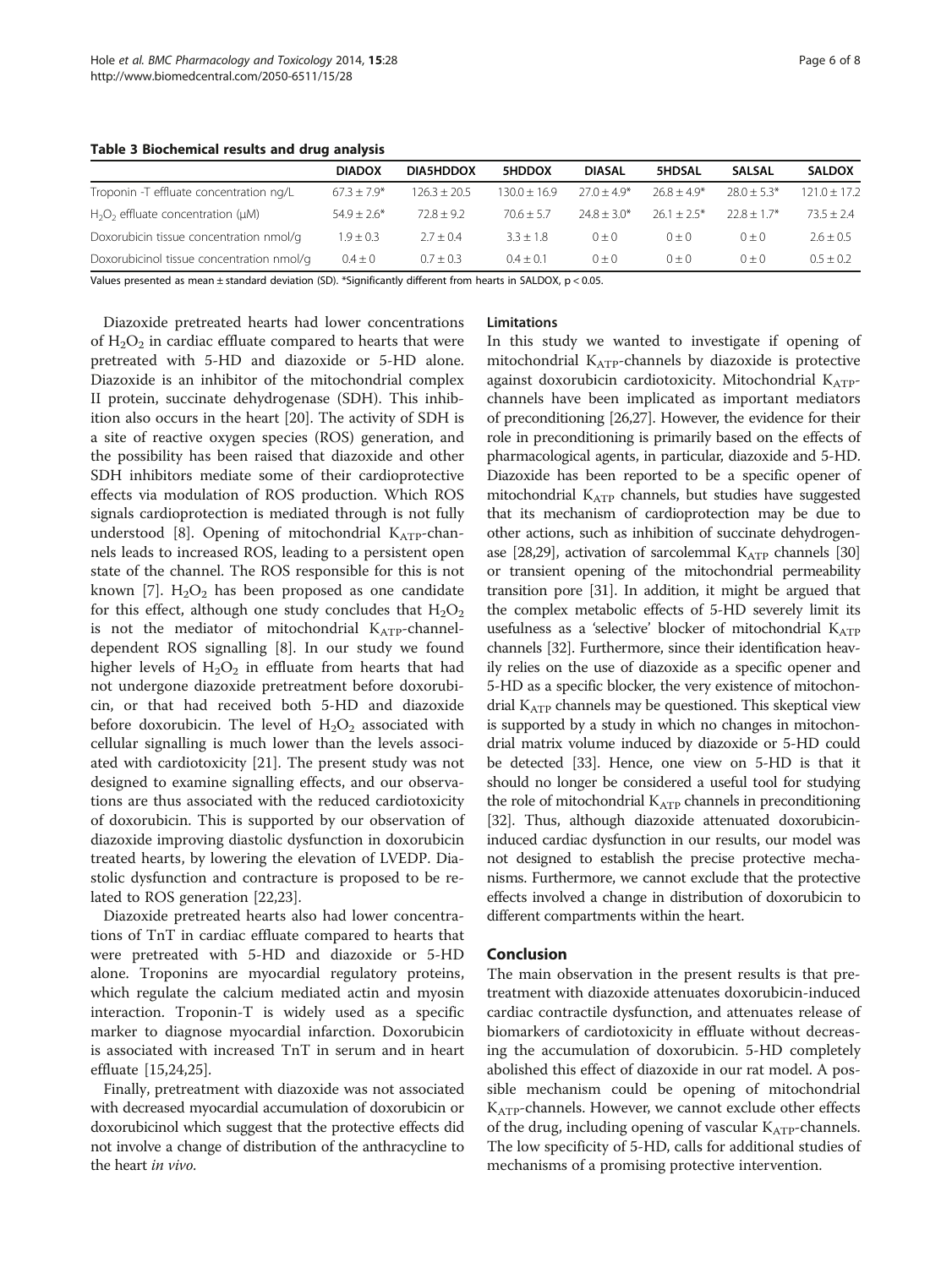**Table 3 Biochemical results and drug analysis**

| | DIADOX | DIA5HDDOX | 5HDDOX | DIASAL | 5HDSAL | SALSAL | SALDOX |
|---|---|---|---|---|---|---|---|
| Troponin -T effluate concentration ng/L | 67.3 ± 7.9* | 126.3 ± 20.5 | 130.0 ± 16.9 | 27.0 ± 4.9* | 26.8 ± 4.9* | 28.0 ± 5.3* | 121.0 ± 17.2 |
| $H_2O_2$ effluate concentration (μM) | 54.9 ± 2.6* | 72.8 ± 9.2 | 70.6 ± 5.7 | 24.8 ± 3.0* | 26.1 ± 2.5* | 22.8 ± 1.7* | 73.5 ± 2.4 |
| Doxorubicin tissue concentration nmol/g | 1.9 ± 0.3 | 2.7 ± 0.4 | 3.3 ± 1.8 | 0 ± 0 | 0 ± 0 | 0 ± 0 | 2.6 ± 0.5 |
| Doxorubicinol tissue concentration nmol/g | 0.4 ± 0 | 0.7 ± 0.3 | 0.4 ± 0.1 | 0 ± 0 | 0 ± 0 | 0 ± 0 | 0.5 ± 0.2 |

Values presented as mean ± standard deviation (SD). *Significantly different from hearts in SALDOX, $p < 0.05$.

Diazoxide pretreated hearts had lower concentrations of $H_2O_2$ in cardiac effluate compared to hearts that were pretreated with 5-HD and diazoxide or 5-HD alone. Diazoxide is an inhibitor of the mitochondrial complex II protein, succinate dehydrogenase (SDH). This inhibition also occurs in the heart [20]. The activity of SDH is a site of reactive oxygen species (ROS) generation, and the possibility has been raised that diazoxide and other SDH inhibitors mediate some of their cardioprotective effects via modulation of ROS production. Which ROS signals cardioprotection is mediated through is not fully understood [8]. Opening of mitochondrial $K_{ATP}$-channels leads to increased ROS, leading to a persistent open state of the channel. The ROS responsible for this is not known [7]. $H_2O_2$ has been proposed as one candidate for this effect, although one study concludes that $H_2O_2$ is not the mediator of mitochondrial $K_{ATP}$-channel-dependent ROS signalling [8]. In our study we found higher levels of $H_2O_2$ in effluate from hearts that had not undergone diazoxide pretreatment before doxorubicin, or that had received both 5-HD and diazoxide before doxorubicin. The level of $H_2O_2$ associated with cellular signalling is much lower than the levels associated with cardiotoxicity [21]. The present study was not designed to examine signalling effects, and our observations are thus associated with the reduced cardiotoxicity of doxorubicin. This is supported by our observation of diazoxide improving diastolic dysfunction in doxorubicin treated hearts, by lowering the elevation of LVEDP. Diastolic dysfunction and contracture is proposed to be related to ROS generation [22,23].

Diazoxide pretreated hearts also had lower concentrations of TnT in cardiac effluate compared to hearts that were pretreated with 5-HD and diazoxide or 5-HD alone. Troponins are myocardial regulatory proteins, which regulate the calcium mediated actin and myosin interaction. Troponin-T is widely used as a specific marker to diagnose myocardial infarction. Doxorubicin is associated with increased TnT in serum and in heart effluate [15,24,25].

Finally, pretreatment with diazoxide was not associated with decreased myocardial accumulation of doxorubicin or doxorubicinol which suggest that the protective effects did not involve a change of distribution of the anthracycline to the heart *in vivo*.

### Limitations

In this study we wanted to investigate if opening of mitochondrial $K_{ATP}$-channels by diazoxide is protective against doxorubicin cardiotoxicity. Mitochondrial $K_{ATP}$-channels have been implicated as important mediators of preconditioning [26,27]. However, the evidence for their role in preconditioning is primarily based on the effects of pharmacological agents, in particular, diazoxide and 5-HD. Diazoxide has been reported to be a specific opener of mitochondrial $K_{ATP}$ channels, but studies have suggested that its mechanism of cardioprotection may be due to other actions, such as inhibition of succinate dehydrogenase [28,29], activation of sarcolemmal $K_{ATP}$ channels [30] or transient opening of the mitochondrial permeability transition pore [31]. In addition, it might be argued that the complex metabolic effects of 5-HD severely limit its usefulness as a 'selective' blocker of mitochondrial $K_{ATP}$ channels [32]. Furthermore, since their identification heavily relies on the use of diazoxide as a specific opener and 5-HD as a specific blocker, the very existence of mitochondrial $K_{ATP}$ channels may be questioned. This skeptical view is supported by a study in which no changes in mitochondrial matrix volume induced by diazoxide or 5-HD could be detected [33]. Hence, one view on 5-HD is that it should no longer be considered a useful tool for studying the role of mitochondrial $K_{ATP}$ channels in preconditioning [32]. Thus, although diazoxide attenuated doxorubicin-induced cardiac dysfunction in our results, our model was not designed to establish the precise protective mechanisms. Furthermore, we cannot exclude that the protective effects involved a change in distribution of doxorubicin to different compartments within the heart.

## Conclusion

The main observation in the present results is that pretreatment with diazoxide attenuates doxorubicin-induced cardiac contractile dysfunction, and attenuates release of biomarkers of cardiotoxicity in effluate without decreasing the accumulation of doxorubicin. 5-HD completely abolished this effect of diazoxide in our rat model. A possible mechanism could be opening of mitochondrial $K_{ATP}$-channels. However, we cannot exclude other effects of the drug, including opening of vascular $K_{ATP}$-channels. The low specificity of 5-HD, calls for additional studies of mechanisms of a promising protective intervention.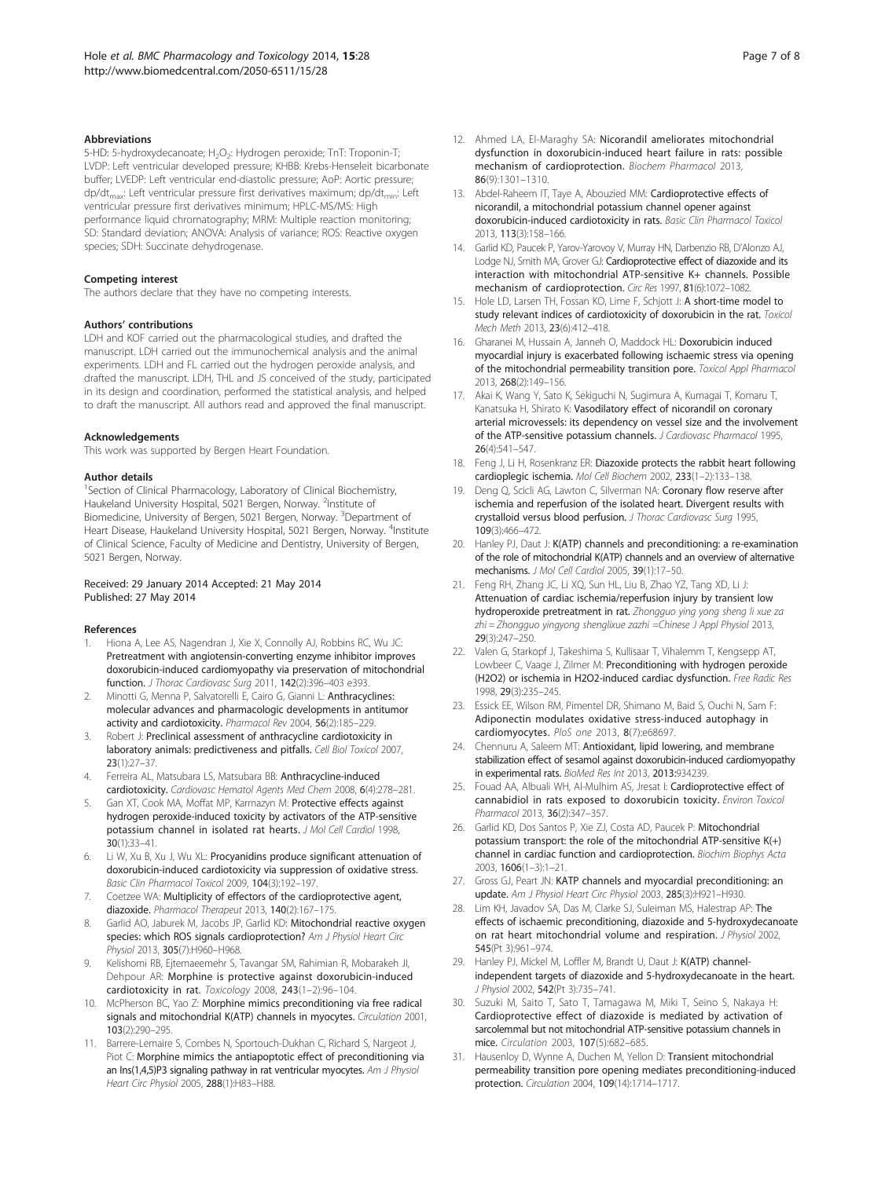### Abbreviations

5-HD: 5-hydroxydecanoate; $H_2O_2$: Hydrogen peroxide; TnT: Troponin-T; LVDP: Left ventricular developed pressure; KHBB: Krebs-Henseleit bicarbonate buffer; LVEDP: Left ventricular end-diastolic pressure; AoP: Aortic pressure; $dp/dt_{max}$: Left ventricular pressure first derivatives maximum; $dp/dt_{min}$: Left ventricular pressure first derivatives minimum; HPLC-MS/MS: High performance liquid chromatography; MRM: Multiple reaction monitoring; SD: Standard deviation; ANOVA: Analysis of variance; ROS: Reactive oxygen species; SDH: Succinate dehydrogenase.

### Competing interest

The authors declare that they have no competing interests.

### Authors' contributions

LDH and KOF carried out the pharmacological studies, and drafted the manuscript. LDH carried out the immunochemical analysis and the animal experiments. LDH and FL carried out the hydrogen peroxide analysis, and drafted the manuscript. LDH, THL and JS conceived of the study, participated in its design and coordination, performed the statistical analysis, and helped to draft the manuscript. All authors read and approved the final manuscript.

### Acknowledgements

This work was supported by Bergen Heart Foundation.

### Author details

[1]Section of Clinical Pharmacology, Laboratory of Clinical Biochemistry, Haukeland University Hospital, 5021 Bergen, Norway. [2]Institute of Biomedicine, University of Bergen, 5021 Bergen, Norway. [3]Department of Heart Disease, Haukeland University Hospital, 5021 Bergen, Norway. [4]Institute of Clinical Science, Faculty of Medicine and Dentistry, University of Bergen, 5021 Bergen, Norway.

Received: 29 January 2014 Accepted: 21 May 2014
Published: 27 May 2014

### References

1. Hiona A, Lee AS, Nagendran J, Xie X, Connolly AJ, Robbins RC, Wu JC: **Pretreatment with angiotensin-converting enzyme inhibitor improves doxorubicin-induced cardiomyopathy via preservation of mitochondrial function.** *J Thorac Cardiovasc Surg* 2011, **142**(2):396–403 e393.
2. Minotti G, Menna P, Salvatorelli E, Cairo G, Gianni L: **Anthracyclines: molecular advances and pharmacologic developments in antitumor activity and cardiotoxicity.** *Pharmacol Rev* 2004, **56**(2):185–229.
3. Robert J: **Preclinical assessment of anthracycline cardiotoxicity in laboratory animals: predictiveness and pitfalls.** *Cell Biol Toxicol* 2007, **23**(1):27–37.
4. Ferreira AL, Matsubara LS, Matsubara BB: **Anthracycline-induced cardiotoxicity.** *Cardiovasc Hematol Agents Med Chem* 2008, **6**(4):278–281.
5. Gan XT, Cook MA, Moffat MP, Karmazyn M: **Protective effects against hydrogen peroxide-induced toxicity by activators of the ATP-sensitive potassium channel in isolated rat hearts.** *J Mol Cell Cardiol* 1998, **30**(1):33–41.
6. Li W, Xu B, Xu J, Wu XL: **Procyanidins produce significant attenuation of doxorubicin-induced cardiotoxicity via suppression of oxidative stress.** *Basic Clin Pharmacol Toxicol* 2009, **104**(3):192–197.
7. Coetzee WA: **Multiplicity of effectors of the cardioprotective agent, diazoxide.** *Pharmacol Therapeut* 2013, **140**(2):167–175.
8. Garlid AO, Jaburek M, Jacobs JP, Garlid KD: **Mitochondrial reactive oxygen species: which ROS signals cardioprotection?** *Am J Physiol Heart Circ Physiol* 2013, **305**(7):H960–H968.
9. Kelishomi RB, Ejtemaeemehr S, Tavangar SM, Rahimian R, Mobarakeh JI, Dehpour AR: **Morphine is protective against doxorubicin-induced cardiotoxicity in rat.** *Toxicology* 2008, **243**(1–2):96–104.
10. McPherson BC, Yao Z: **Morphine mimics preconditioning via free radical signals and mitochondrial K(ATP) channels in myocytes.** *Circulation* 2001, **103**(2):290–295.
11. Barrere-Lemaire S, Combes N, Sportouch-Dukhan C, Richard S, Nargeot J, Piot C: **Morphine mimics the antiapoptotic effect of preconditioning via an Ins(1,4,5)P3 signaling pathway in rat ventricular myocytes.** *Am J Physiol Heart Circ Physiol* 2005, **288**(1):H83–H88.
12. Ahmed LA, El-Maraghy SA: **Nicorandil ameliorates mitochondrial dysfunction in doxorubicin-induced heart failure in rats: possible mechanism of cardioprotection.** *Biochem Pharmacol* 2013, **86**(9):1301–1310.
13. Abdel-Raheem IT, Taye A, Abouzied MM: **Cardioprotective effects of nicorandil, a mitochondrial potassium channel opener against doxorubicin-induced cardiotoxicity in rats.** *Basic Clin Pharmacol Toxicol* 2013, **113**(3):158–166.
14. Garlid KD, Paucek P, Yarov-Yarovoy V, Murray HN, Darbenzio RB, D'Alonzo AJ, Lodge NJ, Smith MA, Grover GJ: **Cardioprotective effect of diazoxide and its interaction with mitochondrial ATP-sensitive K+ channels. Possible mechanism of cardioprotection.** *Circ Res* 1997, **81**(6):1072–1082.
15. Hole LD, Larsen TH, Fossan KO, Lime F, Schjott J: **A short-time model to study relevant indices of cardiotoxicity of doxorubicin in the rat.** *Toxicol Mech Meth* 2013, **23**(6):412–418.
16. Gharanei M, Hussain A, Janneh O, Maddock HL: **Doxorubicin induced myocardial injury is exacerbated following ischaemic stress via opening of the mitochondrial permeability transition pore.** *Toxicol Appl Pharmacol* 2013, **268**(2):149–156.
17. Akai K, Wang Y, Sato K, Sekiguchi N, Sugimura A, Kumagai T, Komaru T, Kanatsuka H, Shirato K: **Vasodilatory effect of nicorandil on coronary arterial microvessels: its dependency on vessel size and the involvement of the ATP-sensitive potassium channels.** *J Cardiovasc Pharmacol* 1995, **26**(4):541–547.
18. Feng J, Li H, Rosenkranz ER: **Diazoxide protects the rabbit heart following cardioplegic ischemia.** *Mol Cell Biochem* 2002, **233**(1–2):133–138.
19. Deng Q, Scicli AG, Lawton C, Silverman NA: **Coronary flow reserve after ischemia and reperfusion of the isolated heart. Divergent results with crystalloid versus blood perfusion.** *J Thorac Cardiovasc Surg* 1995, **109**(3):466–472.
20. Hanley PJ, Daut J: **K(ATP) channels and preconditioning: a re-examination of the role of mitochondrial K(ATP) channels and an overview of alternative mechanisms.** *J Mol Cell Cardiol* 2005, **39**(1):17–50.
21. Feng RH, Zhang JC, Li XQ, Sun HL, Liu B, Zhao YZ, Tang XD, Li J: **Attenuation of cardiac ischemia/reperfusion injury by transient low hydroperoxide pretreatment in rat.** *Zhongguo ying yong sheng li xue za zhi = Zhongguo yingyong shenglixue zazhi =Chinese J Appl Physiol* 2013, **29**(3):247–250.
22. Valen G, Starkopf J, Takeshima S, Kullisaar T, Vihalemm T, Kengsepp AT, Lowbeer C, Vaage J, Zilmer M: **Preconditioning with hydrogen peroxide (H2O2) or ischemia in H2O2-induced cardiac dysfunction.** *Free Radic Res* 1998, **29**(3):235–245.
23. Essick EE, Wilson RM, Pimentel DR, Shimano M, Baid S, Ouchi N, Sam F: **Adiponectin modulates oxidative stress-induced autophagy in cardiomyocytes.** *PloS one* 2013, **8**(7):e68697.
24. Chennuru A, Saleem MT: **Antioxidant, lipid lowering, and membrane stabilization effect of sesamol against doxorubicin-induced cardiomyopathy in experimental rats.** *BioMed Res Int* 2013, **2013**:934239.
25. Fouad AA, Albuali WH, Al-Mulhim AS, Jresat I: **Cardioprotective effect of cannabidiol in rats exposed to doxorubicin toxicity.** *Environ Toxicol Pharmacol* 2013, **36**(2):347–357.
26. Garlid KD, Dos Santos P, Xie ZJ, Costa AD, Paucek P: **Mitochondrial potassium transport: the role of the mitochondrial ATP-sensitive K(+) channel in cardiac function and cardioprotection.** *Biochim Biophys Acta* 2003, **1606**(1–3):1–21.
27. Gross GJ, Peart JN: **KATP channels and myocardial preconditioning: an update.** *Am J Physiol Heart Circ Physiol* 2003, **285**(3):H921–H930.
28. Lim KH, Javadov SA, Das M, Clarke SJ, Suleiman MS, Halestrap AP: **The effects of ischaemic preconditioning, diazoxide and 5-hydroxydecanoate on rat heart mitochondrial volume and respiration.** *J Physiol* 2002, **545**(Pt 3):961–974.
29. Hanley PJ, Mickel M, Loffler M, Brandt U, Daut J: **K(ATP) channel-independent targets of diazoxide and 5-hydroxydecanoate in the heart.** *J Physiol* 2002, **542**(Pt 3):735–741.
30. Suzuki M, Saito T, Sato T, Tamagawa M, Miki T, Seino S, Nakaya H: **Cardioprotective effect of diazoxide is mediated by activation of sarcolemmal but not mitochondrial ATP-sensitive potassium channels in mice.** *Circulation* 2003, **107**(5):682–685.
31. Hausenloy D, Wynne A, Duchen M, Yellon D: **Transient mitochondrial permeability transition pore opening mediates preconditioning-induced protection.** *Circulation* 2004, **109**(14):1714–1717.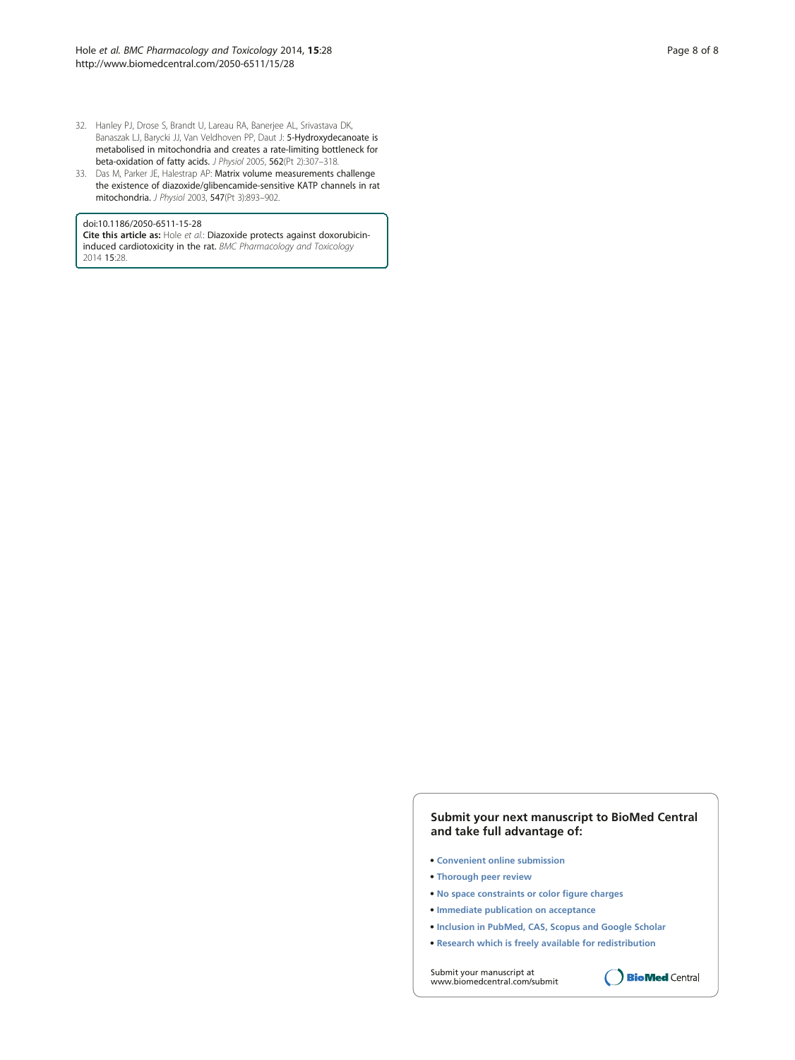32. Hanley PJ, Drose S, Brandt U, Lareau RA, Banerjee AL, Srivastava DK, Banaszak LJ, Barycki JJ, Van Veldhoven PP, Daut J: **5-Hydroxydecanoate is metabolised in mitochondria and creates a rate-limiting bottleneck for beta-oxidation of fatty acids.** *J Physiol* 2005, **562**(Pt 2):307–318.
33. Das M, Parker JE, Halestrap AP: **Matrix volume measurements challenge the existence of diazoxide/glibencamide-sensitive KATP channels in rat mitochondria.** *J Physiol* 2003, **547**(Pt 3):893–902.

doi:10.1186/2050-6511-15-28
**Cite this article as:** Hole *et al.*: Diazoxide protects against doxorubicin-induced cardiotoxicity in the rat. *BMC Pharmacology and Toxicology* 2014 **15**:28.

**Submit your next manuscript to BioMed Central and take full advantage of:**

- **Convenient online submission**
- **Thorough peer review**
- **No space constraints or color figure charges**
- **Immediate publication on acceptance**
- **Inclusion in PubMed, CAS, Scopus and Google Scholar**
- **Research which is freely available for redistribution**

Submit your manuscript at
www.biomedcentral.com/submit

BioMed Central